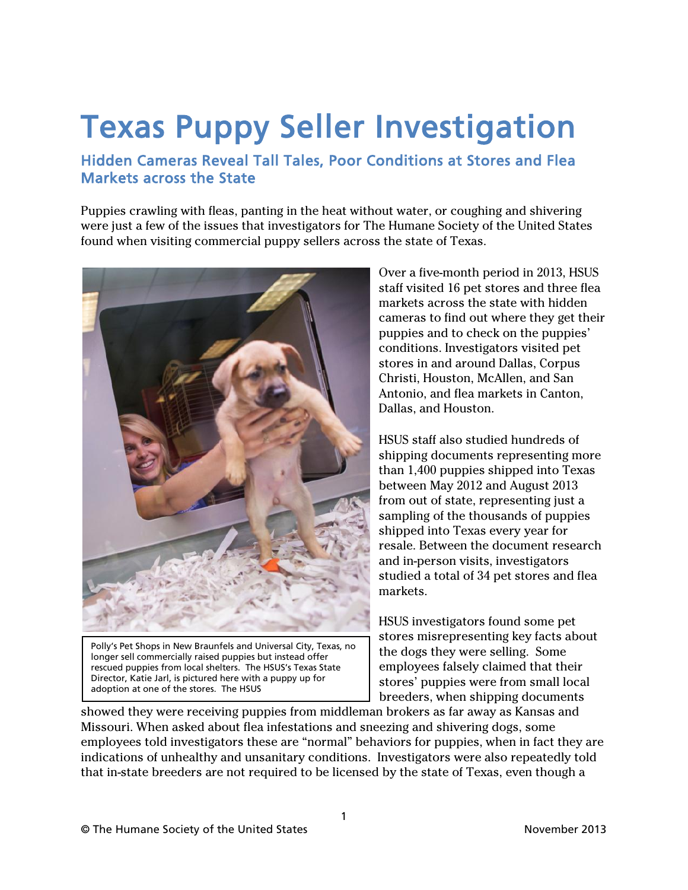# Texas Puppy Seller Investigation

## Hidden Cameras Reveal Tall Tales, Poor Conditions at Stores and Flea Markets across the State

Puppies crawling with fleas, panting in the heat without water, or coughing and shivering were just a few of the issues that investigators for The Humane Society of the United States found when visiting commercial puppy sellers across the state of Texas.

Polly's Pet Shops in New Braunfels and Universal City, Texas, no longer sell commercially raised puppies but instead offer rescued puppies from local shelters. The HSUS's Texas State Director, Katie Jarl, is pictured here with a puppy up for adoption at one of the stores. The HSUS

Over a five-month period in 2013, HSUS staff visited 16 pet stores and three flea markets across the state with hidden cameras to find out where they get their puppies and to check on the puppies' conditions. Investigators visited pet stores in and around Dallas, Corpus Christi, Houston, McAllen, and San Antonio, and flea markets in Canton, Dallas, and Houston.

HSUS staff also studied hundreds of shipping documents representing more than 1,400 puppies shipped into Texas between May 2012 and August 2013 from out of state, representing just a sampling of the thousands of puppies shipped into Texas every year for resale. Between the document research and in-person visits, investigators studied a total of 34 pet stores and flea markets.

HSUS investigators found some pet stores misrepresenting key facts about the dogs they were selling. Some employees falsely claimed that their stores' puppies were from small local breeders, when shipping documents showed they were receiving puppies from middleman brokers as far away as Kansas and Missouri. When asked about flea infestations and sneezing and shivering dogs, some employees told investigators these are "normal" behaviors for puppies, when in fact they are indications of unhealthy and unsanitary conditions. Investigators were also repeatedly told that in-state breeders are not required to be licensed by the state of Texas, even though a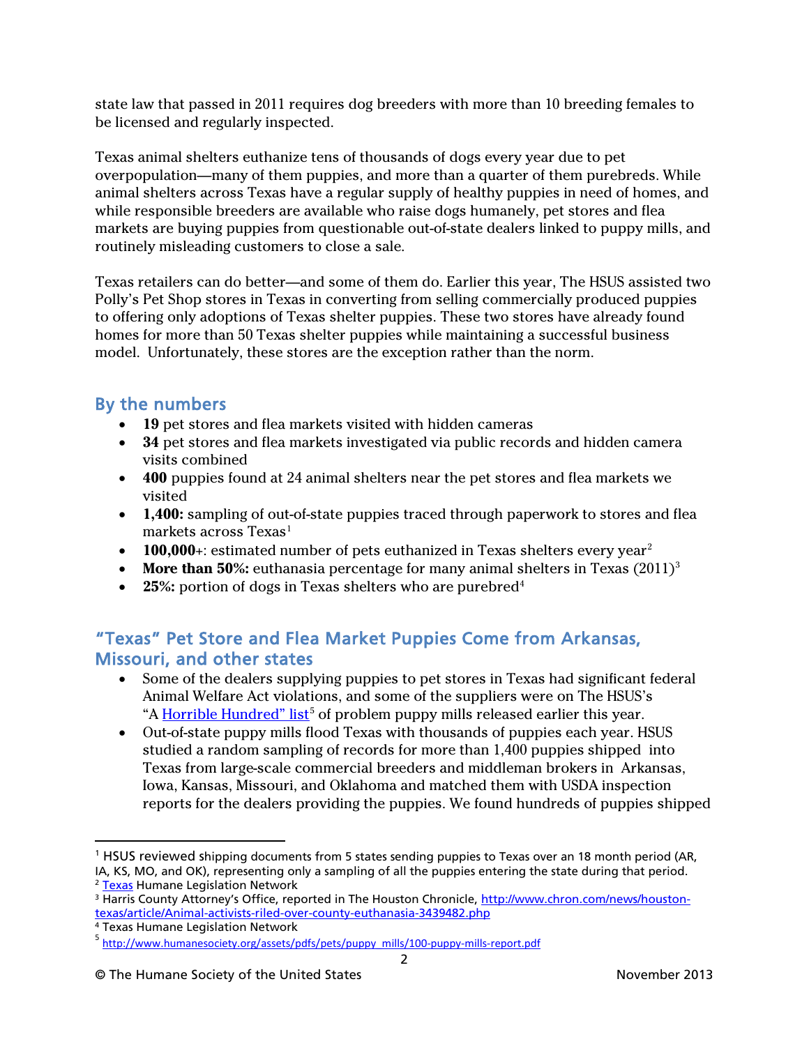state law that passed in 2011 requires dog breeders with more than 10 breeding females to be licensed and regularly inspected.

Texas animal shelters euthanize tens of thousands of dogs every year due to pet overpopulation—many of them puppies, and more than a quarter of them purebreds. While animal shelters across Texas have a regular supply of healthy puppies in need of homes, and while responsible breeders are available who raise dogs humanely, pet stores and flea markets are buying puppies from questionable out-of-state dealers linked to puppy mills, and routinely misleading customers to close a sale.

Texas retailers can do better—and some of them do. Earlier this year, The HSUS assisted two Polly's Pet Shop stores in Texas in converting from selling commercially produced puppies to offering only adoptions of Texas shelter puppies. These two stores have already found homes for more than 50 Texas shelter puppies while maintaining a successful business model. Unfortunately, these stores are the exception rather than the norm.

## By the numbers

- **19** pet stores and flea markets visited with hidden cameras
- **34** pet stores and flea markets investigated via public records and hidden camera visits combined
- **400** puppies found at 24 animal shelters near the pet stores and flea markets we visited
- **1,400:** sampling of out-of-state puppies traced through paperwork to stores and flea markets across Texas[1]
- **100,000**+: estimated number of pets euthanized in Texas shelters every year[2]
- **More than 50%:** euthanasia percentage for many animal shelters in Texas (2011)[3]
- **25%:** portion of dogs in Texas shelters who are purebred[4]

## "Texas" Pet Store and Flea Market Puppies Come from Arkansas, Missouri, and other states

- Some of the dealers supplying puppies to pet stores in Texas had significant federal Animal Welfare Act violations, and some of the suppliers were on The HSUS's "A Horrible Hundred" list[5] of problem puppy mills released earlier this year.
- Out-of-state puppy mills flood Texas with thousands of puppies each year. HSUS studied a random sampling of records for more than 1,400 puppies shipped into Texas from large-scale commercial breeders and middleman brokers in Arkansas, Iowa, Kansas, Missouri, and Oklahoma and matched them with USDA inspection reports for the dealers providing the puppies. We found hundreds of puppies shipped

---

[1] HSUS reviewed shipping documents from 5 states sending puppies to Texas over an 18 month period (AR, IA, KS, MO, and OK), representing only a sampling of all the puppies entering the state during that period.

[2] Texas Humane Legislation Network

[3] Harris County Attorney's Office, reported in The Houston Chronicle, http://www.chron.com/news/houston-texas/article/Animal-activists-riled-over-county-euthanasia-3439482.php

[4] Texas Humane Legislation Network

[5] http://www.humanesociety.org/assets/pdfs/pets/puppy_mills/100-puppy-mills-report.pdf

© The Humane Society of the United States November 2013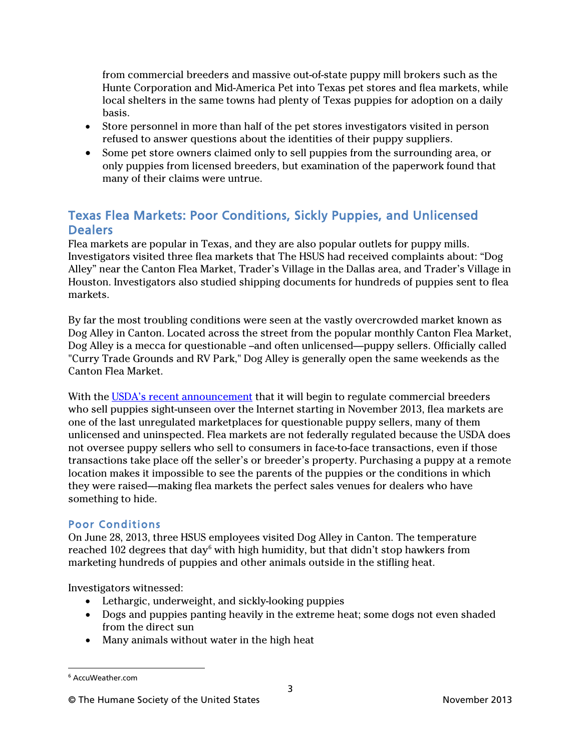from commercial breeders and massive out-of-state puppy mill brokers such as the Hunte Corporation and Mid-America Pet into Texas pet stores and flea markets, while local shelters in the same towns had plenty of Texas puppies for adoption on a daily basis.

- Store personnel in more than half of the pet stores investigators visited in person refused to answer questions about the identities of their puppy suppliers.
- Some pet store owners claimed only to sell puppies from the surrounding area, or only puppies from licensed breeders, but examination of the paperwork found that many of their claims were untrue.

## Texas Flea Markets: Poor Conditions, Sickly Puppies, and Unlicensed Dealers

Flea markets are popular in Texas, and they are also popular outlets for puppy mills. Investigators visited three flea markets that The HSUS had received complaints about: "Dog Alley" near the Canton Flea Market, Trader's Village in the Dallas area, and Trader's Village in Houston. Investigators also studied shipping documents for hundreds of puppies sent to flea markets.

By far the most troubling conditions were seen at the vastly overcrowded market known as Dog Alley in Canton. Located across the street from the popular monthly Canton Flea Market, Dog Alley is a mecca for questionable –and often unlicensed—puppy sellers. Officially called "Curry Trade Grounds and RV Park," Dog Alley is generally open the same weekends as the Canton Flea Market.

With the USDA's recent announcement that it will begin to regulate commercial breeders who sell puppies sight-unseen over the Internet starting in November 2013, flea markets are one of the last unregulated marketplaces for questionable puppy sellers, many of them unlicensed and uninspected. Flea markets are not federally regulated because the USDA does not oversee puppy sellers who sell to consumers in face-to-face transactions, even if those transactions take place off the seller's or breeder's property. Purchasing a puppy at a remote location makes it impossible to see the parents of the puppies or the conditions in which they were raised—making flea markets the perfect sales venues for dealers who have something to hide.

### Poor Conditions

On June 28, 2013, three HSUS employees visited Dog Alley in Canton. The temperature reached 102 degrees that day[6] with high humidity, but that didn't stop hawkers from marketing hundreds of puppies and other animals outside in the stifling heat.

Investigators witnessed:

- Lethargic, underweight, and sickly-looking puppies
- Dogs and puppies panting heavily in the extreme heat; some dogs not even shaded from the direct sun
- Many animals without water in the high heat

[6] AccuWeather.com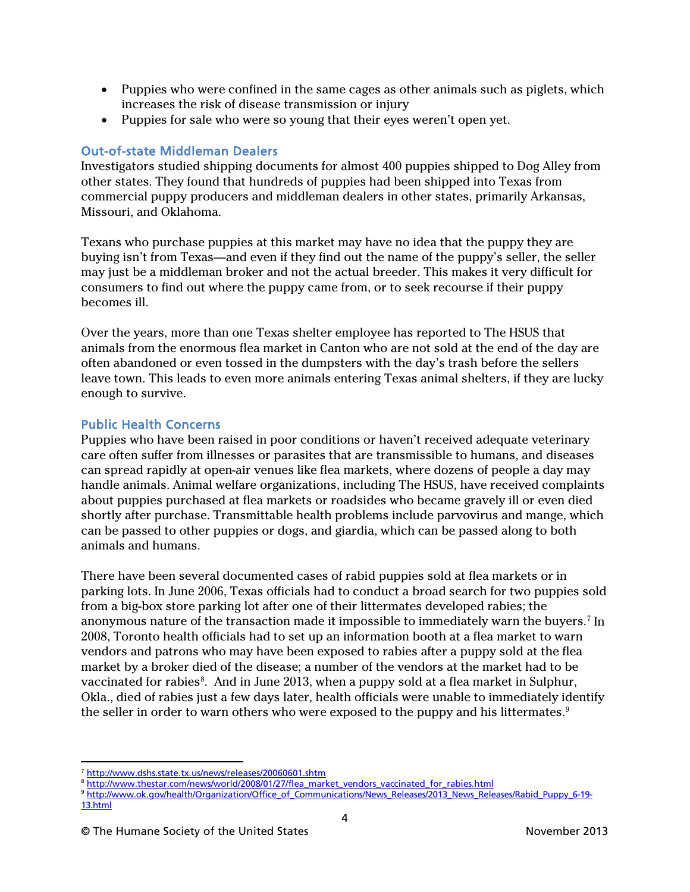- Puppies who were confined in the same cages as other animals such as piglets, which increases the risk of disease transmission or injury
- Puppies for sale who were so young that their eyes weren't open yet.

### Out-of-state Middleman Dealers

Investigators studied shipping documents for almost 400 puppies shipped to Dog Alley from other states. They found that hundreds of puppies had been shipped into Texas from commercial puppy producers and middleman dealers in other states, primarily Arkansas, Missouri, and Oklahoma.

Texans who purchase puppies at this market may have no idea that the puppy they are buying isn't from Texas—and even if they find out the name of the puppy's seller, the seller may just be a middleman broker and not the actual breeder. This makes it very difficult for consumers to find out where the puppy came from, or to seek recourse if their puppy becomes ill.

Over the years, more than one Texas shelter employee has reported to The HSUS that animals from the enormous flea market in Canton who are not sold at the end of the day are often abandoned or even tossed in the dumpsters with the day's trash before the sellers leave town. This leads to even more animals entering Texas animal shelters, if they are lucky enough to survive.

### Public Health Concerns

Puppies who have been raised in poor conditions or haven't received adequate veterinary care often suffer from illnesses or parasites that are transmissible to humans, and diseases can spread rapidly at open-air venues like flea markets, where dozens of people a day may handle animals. Animal welfare organizations, including The HSUS, have received complaints about puppies purchased at flea markets or roadsides who became gravely ill or even died shortly after purchase. Transmittable health problems include parvovirus and mange, which can be passed to other puppies or dogs, and giardia, which can be passed along to both animals and humans.

There have been several documented cases of rabid puppies sold at flea markets or in parking lots. In June 2006, Texas officials had to conduct a broad search for two puppies sold from a big-box store parking lot after one of their littermates developed rabies; the anonymous nature of the transaction made it impossible to immediately warn the buyers.[7] In 2008, Toronto health officials had to set up an information booth at a flea market to warn vendors and patrons who may have been exposed to rabies after a puppy sold at the flea market by a broker died of the disease; a number of the vendors at the market had to be vaccinated for rabies[8]. And in June 2013, when a puppy sold at a flea market in Sulphur, Okla., died of rabies just a few days later, health officials were unable to immediately identify the seller in order to warn others who were exposed to the puppy and his littermates.[9]

---

[7] http://www.dshs.state.tx.us/news/releases/20060601.shtm

[8] http://www.thestar.com/news/world/2008/01/27/flea_market_vendors_vaccinated_for_rabies.html

[9] http://www.ok.gov/health/Organization/Office_of_Communications/News_Releases/2013_News_Releases/Rabid_Puppy_6-19-13.html

© The Humane Society of the United States November 2013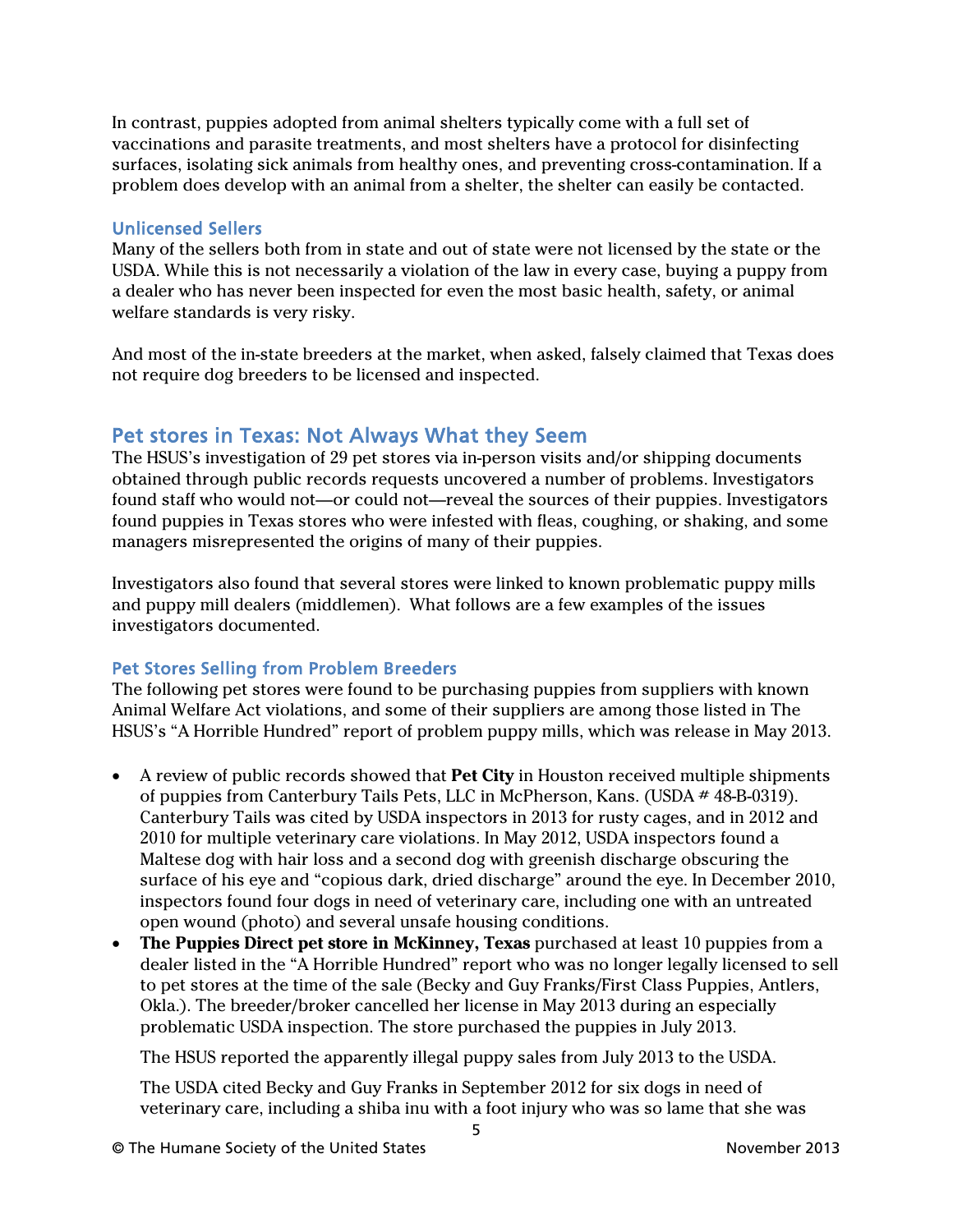In contrast, puppies adopted from animal shelters typically come with a full set of vaccinations and parasite treatments, and most shelters have a protocol for disinfecting surfaces, isolating sick animals from healthy ones, and preventing cross-contamination. If a problem does develop with an animal from a shelter, the shelter can easily be contacted.

### Unlicensed Sellers

Many of the sellers both from in state and out of state were not licensed by the state or the USDA. While this is not necessarily a violation of the law in every case, buying a puppy from a dealer who has never been inspected for even the most basic health, safety, or animal welfare standards is very risky.

And most of the in-state breeders at the market, when asked, falsely claimed that Texas does not require dog breeders to be licensed and inspected.

## Pet stores in Texas: Not Always What they Seem

The HSUS's investigation of 29 pet stores via in-person visits and/or shipping documents obtained through public records requests uncovered a number of problems. Investigators found staff who would not—or could not—reveal the sources of their puppies. Investigators found puppies in Texas stores who were infested with fleas, coughing, or shaking, and some managers misrepresented the origins of many of their puppies.

Investigators also found that several stores were linked to known problematic puppy mills and puppy mill dealers (middlemen). What follows are a few examples of the issues investigators documented.

### Pet Stores Selling from Problem Breeders

The following pet stores were found to be purchasing puppies from suppliers with known Animal Welfare Act violations, and some of their suppliers are among those listed in The HSUS's "A Horrible Hundred" report of problem puppy mills, which was release in May 2013.

- A review of public records showed that **Pet City** in Houston received multiple shipments of puppies from Canterbury Tails Pets, LLC in McPherson, Kans. (USDA # 48-B-0319). Canterbury Tails was cited by USDA inspectors in 2013 for rusty cages, and in 2012 and 2010 for multiple veterinary care violations. In May 2012, USDA inspectors found a Maltese dog with hair loss and a second dog with greenish discharge obscuring the surface of his eye and "copious dark, dried discharge" around the eye. In December 2010, inspectors found four dogs in need of veterinary care, including one with an untreated open wound (photo) and several unsafe housing conditions.
- **The Puppies Direct pet store in McKinney, Texas** purchased at least 10 puppies from a dealer listed in the "A Horrible Hundred" report who was no longer legally licensed to sell to pet stores at the time of the sale (Becky and Guy Franks/First Class Puppies, Antlers, Okla.). The breeder/broker cancelled her license in May 2013 during an especially problematic USDA inspection. The store purchased the puppies in July 2013.

  The HSUS reported the apparently illegal puppy sales from July 2013 to the USDA.

  The USDA cited Becky and Guy Franks in September 2012 for six dogs in need of veterinary care, including a shiba inu with a foot injury who was so lame that she was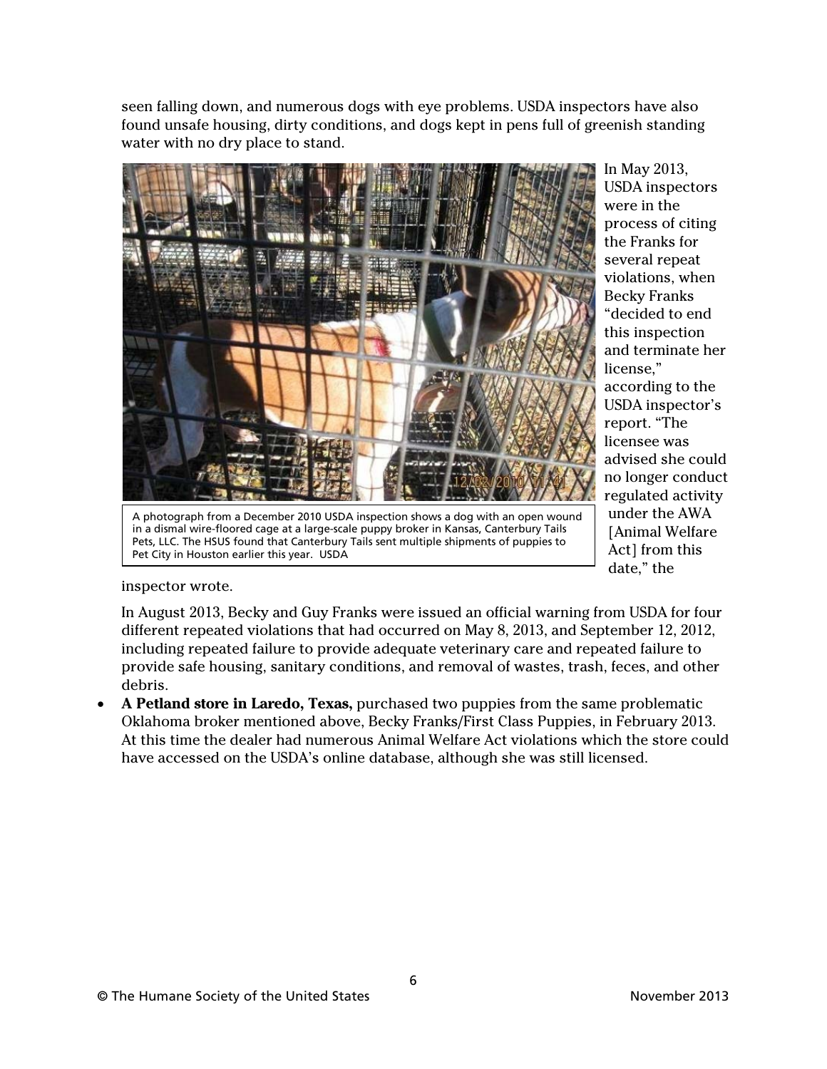seen falling down, and numerous dogs with eye problems. USDA inspectors have also found unsafe housing, dirty conditions, and dogs kept in pens full of greenish standing water with no dry place to stand.

A photograph from a December 2010 USDA inspection shows a dog with an open wound in a dismal wire-floored cage at a large-scale puppy broker in Kansas, Canterbury Tails Pets, LLC. The HSUS found that Canterbury Tails sent multiple shipments of puppies to Pet City in Houston earlier this year. USDA

In May 2013, USDA inspectors were in the process of citing the Franks for several repeat violations, when Becky Franks "decided to end this inspection and terminate her license," according to the USDA inspector's report. "The licensee was advised she could no longer conduct regulated activity under the AWA [Animal Welfare Act] from this date," the inspector wrote.

In August 2013, Becky and Guy Franks were issued an official warning from USDA for four different repeated violations that had occurred on May 8, 2013, and September 12, 2012, including repeated failure to provide adequate veterinary care and repeated failure to provide safe housing, sanitary conditions, and removal of wastes, trash, feces, and other debris.

- **A Petland store in Laredo, Texas,** purchased two puppies from the same problematic Oklahoma broker mentioned above, Becky Franks/First Class Puppies, in February 2013. At this time the dealer had numerous Animal Welfare Act violations which the store could have accessed on the USDA's online database, although she was still licensed.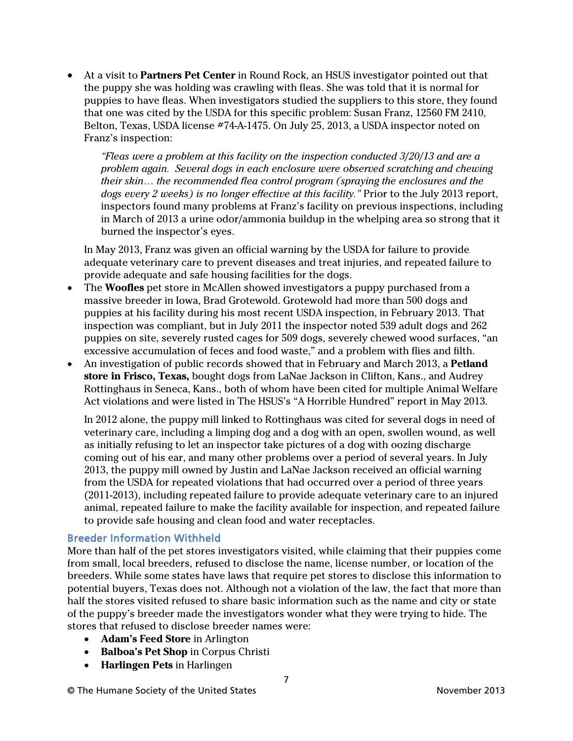- At a visit to **Partners Pet Center** in Round Rock, an HSUS investigator pointed out that the puppy she was holding was crawling with fleas. She was told that it is normal for puppies to have fleas. When investigators studied the suppliers to this store, they found that one was cited by the USDA for this specific problem: Susan Franz, 12560 FM 2410, Belton, Texas, USDA license #74-A-1475. On July 25, 2013, a USDA inspector noted on Franz's inspection:

  > *"Fleas were a problem at this facility on the inspection conducted 3/20/13 and are a problem again. Several dogs in each enclosure were observed scratching and chewing their skin… the recommended flea control program (spraying the enclosures and the dogs every 2 weeks) is no longer effective at this facility."* Prior to the July 2013 report, inspectors found many problems at Franz's facility on previous inspections, including in March of 2013 a urine odor/ammonia buildup in the whelping area so strong that it burned the inspector's eyes.

  In May 2013, Franz was given an official warning by the USDA for failure to provide adequate veterinary care to prevent diseases and treat injuries, and repeated failure to provide adequate and safe housing facilities for the dogs.
- The **Woofles** pet store in McAllen showed investigators a puppy purchased from a massive breeder in Iowa, Brad Grotewold. Grotewold had more than 500 dogs and puppies at his facility during his most recent USDA inspection, in February 2013. That inspection was compliant, but in July 2011 the inspector noted 539 adult dogs and 262 puppies on site, severely rusted cages for 509 dogs, severely chewed wood surfaces, "an excessive accumulation of feces and food waste," and a problem with flies and filth.
- An investigation of public records showed that in February and March 2013, a **Petland store in Frisco, Texas,** bought dogs from LaNae Jackson in Clifton, Kans., and Audrey Rottinghaus in Seneca, Kans., both of whom have been cited for multiple Animal Welfare Act violations and were listed in The HSUS's "A Horrible Hundred" report in May 2013.

  In 2012 alone, the puppy mill linked to Rottinghaus was cited for several dogs in need of veterinary care, including a limping dog and a dog with an open, swollen wound, as well as initially refusing to let an inspector take pictures of a dog with oozing discharge coming out of his ear, and many other problems over a period of several years. In July 2013, the puppy mill owned by Justin and LaNae Jackson received an official warning from the USDA for repeated violations that had occurred over a period of three years (2011-2013), including repeated failure to provide adequate veterinary care to an injured animal, repeated failure to make the facility available for inspection, and repeated failure to provide safe housing and clean food and water receptacles.

### Breeder Information Withheld

More than half of the pet stores investigators visited, while claiming that their puppies come from small, local breeders, refused to disclose the name, license number, or location of the breeders. While some states have laws that require pet stores to disclose this information to potential buyers, Texas does not. Although not a violation of the law, the fact that more than half the stores visited refused to share basic information such as the name and city or state of the puppy's breeder made the investigators wonder what they were trying to hide. The stores that refused to disclose breeder names were:

- **Adam's Feed Store** in Arlington
- **Balboa's Pet Shop** in Corpus Christi
- **Harlingen Pets** in Harlingen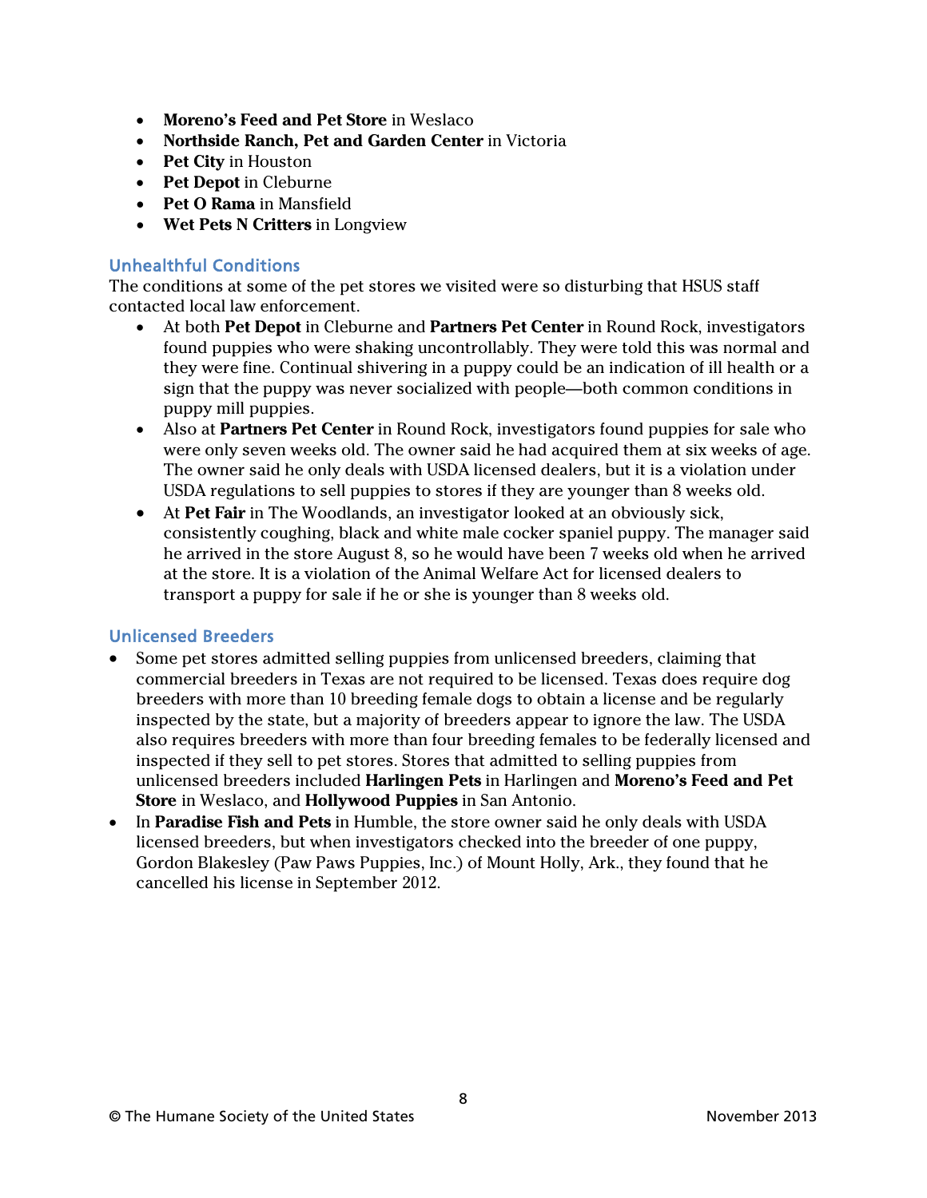- **Moreno's Feed and Pet Store** in Weslaco
- **Northside Ranch, Pet and Garden Center** in Victoria
- **Pet City** in Houston
- **Pet Depot** in Cleburne
- **Pet O Rama** in Mansfield
- **Wet Pets N Critters** in Longview

## Unhealthful Conditions

The conditions at some of the pet stores we visited were so disturbing that HSUS staff contacted local law enforcement.

- At both **Pet Depot** in Cleburne and **Partners Pet Center** in Round Rock, investigators found puppies who were shaking uncontrollably. They were told this was normal and they were fine. Continual shivering in a puppy could be an indication of ill health or a sign that the puppy was never socialized with people—both common conditions in puppy mill puppies.
- Also at **Partners Pet Center** in Round Rock, investigators found puppies for sale who were only seven weeks old. The owner said he had acquired them at six weeks of age. The owner said he only deals with USDA licensed dealers, but it is a violation under USDA regulations to sell puppies to stores if they are younger than 8 weeks old.
- At **Pet Fair** in The Woodlands, an investigator looked at an obviously sick, consistently coughing, black and white male cocker spaniel puppy. The manager said he arrived in the store August 8, so he would have been 7 weeks old when he arrived at the store. It is a violation of the Animal Welfare Act for licensed dealers to transport a puppy for sale if he or she is younger than 8 weeks old.

## Unlicensed Breeders

- Some pet stores admitted selling puppies from unlicensed breeders, claiming that commercial breeders in Texas are not required to be licensed. Texas does require dog breeders with more than 10 breeding female dogs to obtain a license and be regularly inspected by the state, but a majority of breeders appear to ignore the law. The USDA also requires breeders with more than four breeding females to be federally licensed and inspected if they sell to pet stores. Stores that admitted to selling puppies from unlicensed breeders included **Harlingen Pets** in Harlingen and **Moreno's Feed and Pet Store** in Weslaco, and **Hollywood Puppies** in San Antonio.
- In **Paradise Fish and Pets** in Humble, the store owner said he only deals with USDA licensed breeders, but when investigators checked into the breeder of one puppy, Gordon Blakesley (Paw Paws Puppies, Inc.) of Mount Holly, Ark., they found that he cancelled his license in September 2012.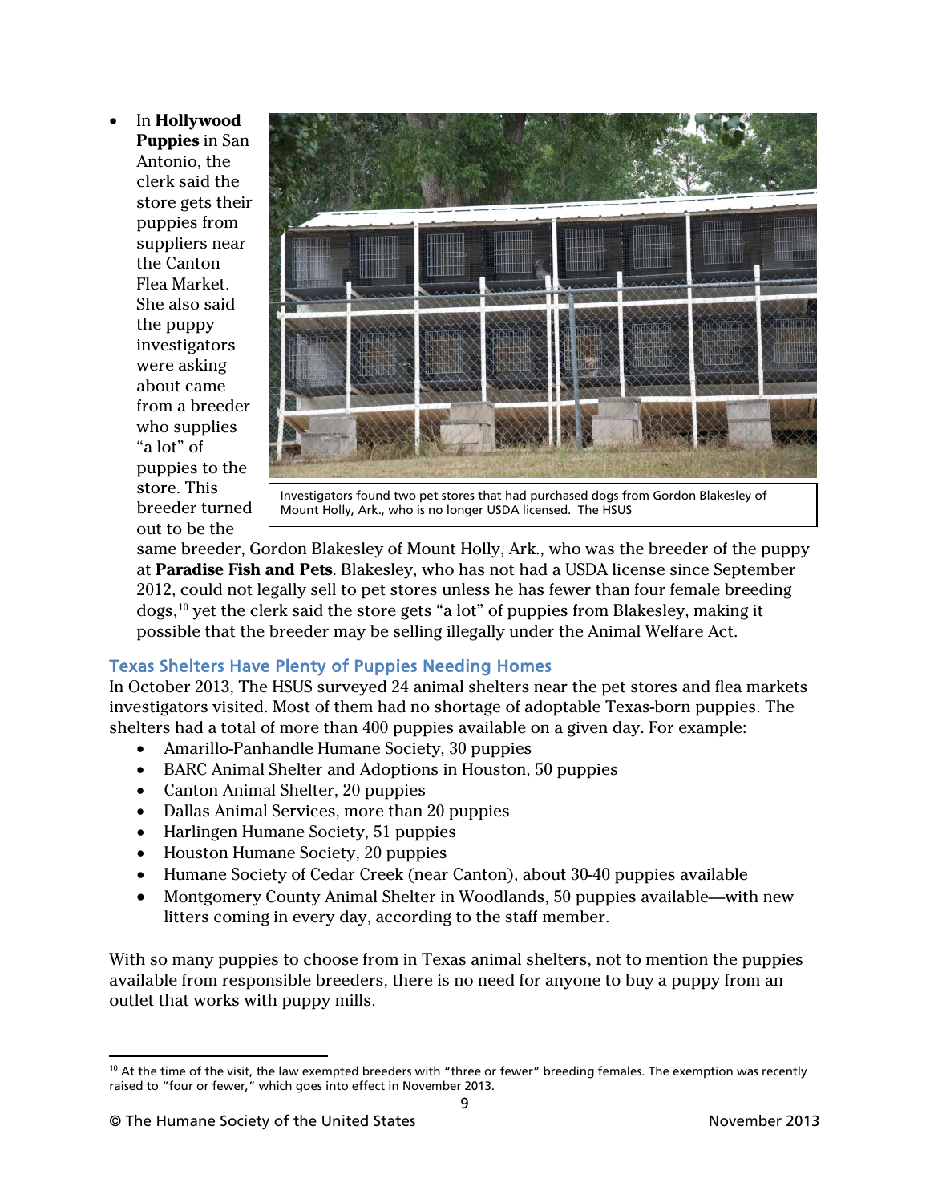- In **Hollywood Puppies** in San Antonio, the clerk said the store gets their puppies from suppliers near the Canton Flea Market. She also said the puppy investigators were asking about came from a breeder who supplies "a lot" of puppies to the store. This breeder turned out to be the same breeder, Gordon Blakesley of Mount Holly, Ark., who was the breeder of the puppy at **Paradise Fish and Pets**. Blakesley, who has not had a USDA license since September 2012, could not legally sell to pet stores unless he has fewer than four female breeding dogs,[10] yet the clerk said the store gets "a lot" of puppies from Blakesley, making it possible that the breeder may be selling illegally under the Animal Welfare Act.

Investigators found two pet stores that had purchased dogs from Gordon Blakesley of Mount Holly, Ark., who is no longer USDA licensed. The HSUS

## Texas Shelters Have Plenty of Puppies Needing Homes

In October 2013, The HSUS surveyed 24 animal shelters near the pet stores and flea markets investigators visited. Most of them had no shortage of adoptable Texas-born puppies. The shelters had a total of more than 400 puppies available on a given day. For example:

- Amarillo-Panhandle Humane Society, 30 puppies
- BARC Animal Shelter and Adoptions in Houston, 50 puppies
- Canton Animal Shelter, 20 puppies
- Dallas Animal Services, more than 20 puppies
- Harlingen Humane Society, 51 puppies
- Houston Humane Society, 20 puppies
- Humane Society of Cedar Creek (near Canton), about 30-40 puppies available
- Montgomery County Animal Shelter in Woodlands, 50 puppies available—with new litters coming in every day, according to the staff member.

With so many puppies to choose from in Texas animal shelters, not to mention the puppies available from responsible breeders, there is no need for anyone to buy a puppy from an outlet that works with puppy mills.

[10] At the time of the visit, the law exempted breeders with "three or fewer" breeding females. The exemption was recently raised to "four or fewer," which goes into effect in November 2013.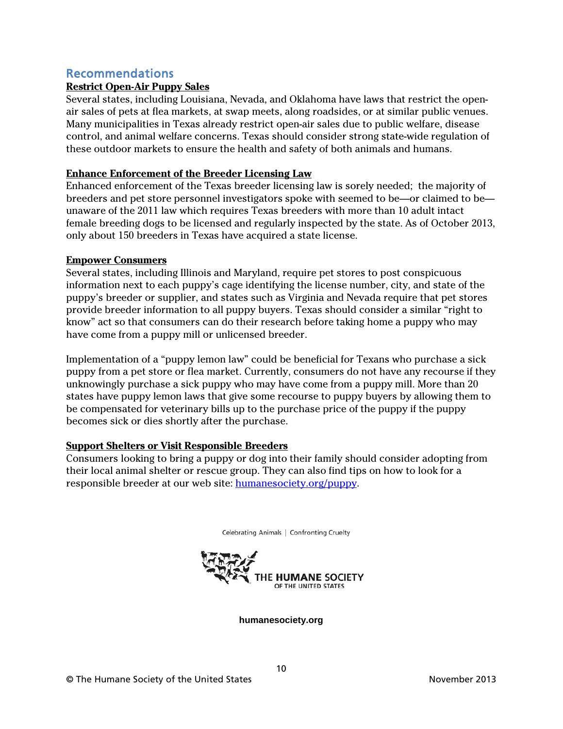## Recommendations

**Restrict Open-Air Puppy Sales**

Several states, including Louisiana, Nevada, and Oklahoma have laws that restrict the open-air sales of pets at flea markets, at swap meets, along roadsides, or at similar public venues. Many municipalities in Texas already restrict open-air sales due to public welfare, disease control, and animal welfare concerns. Texas should consider strong state-wide regulation of these outdoor markets to ensure the health and safety of both animals and humans.

**Enhance Enforcement of the Breeder Licensing Law**

Enhanced enforcement of the Texas breeder licensing law is sorely needed; the majority of breeders and pet store personnel investigators spoke with seemed to be—or claimed to be—unaware of the 2011 law which requires Texas breeders with more than 10 adult intact female breeding dogs to be licensed and regularly inspected by the state. As of October 2013, only about 150 breeders in Texas have acquired a state license.

**Empower Consumers**

Several states, including Illinois and Maryland, require pet stores to post conspicuous information next to each puppy's cage identifying the license number, city, and state of the puppy's breeder or supplier, and states such as Virginia and Nevada require that pet stores provide breeder information to all puppy buyers. Texas should consider a similar "right to know" act so that consumers can do their research before taking home a puppy who may have come from a puppy mill or unlicensed breeder.

Implementation of a "puppy lemon law" could be beneficial for Texans who purchase a sick puppy from a pet store or flea market. Currently, consumers do not have any recourse if they unknowingly purchase a sick puppy who may have come from a puppy mill. More than 20 states have puppy lemon laws that give some recourse to puppy buyers by allowing them to be compensated for veterinary bills up to the purchase price of the puppy if the puppy becomes sick or dies shortly after the purchase.

**Support Shelters or Visit Responsible Breeders**

Consumers looking to bring a puppy or dog into their family should consider adopting from their local animal shelter or rescue group. They can also find tips on how to look for a responsible breeder at our web site: humanesociety.org/puppy.

Celebrating Animals | Confronting Cruelty

THE HUMANE SOCIETY OF THE UNITED STATES

**humanesociety.org**

© The Humane Society of the United States

November 2013